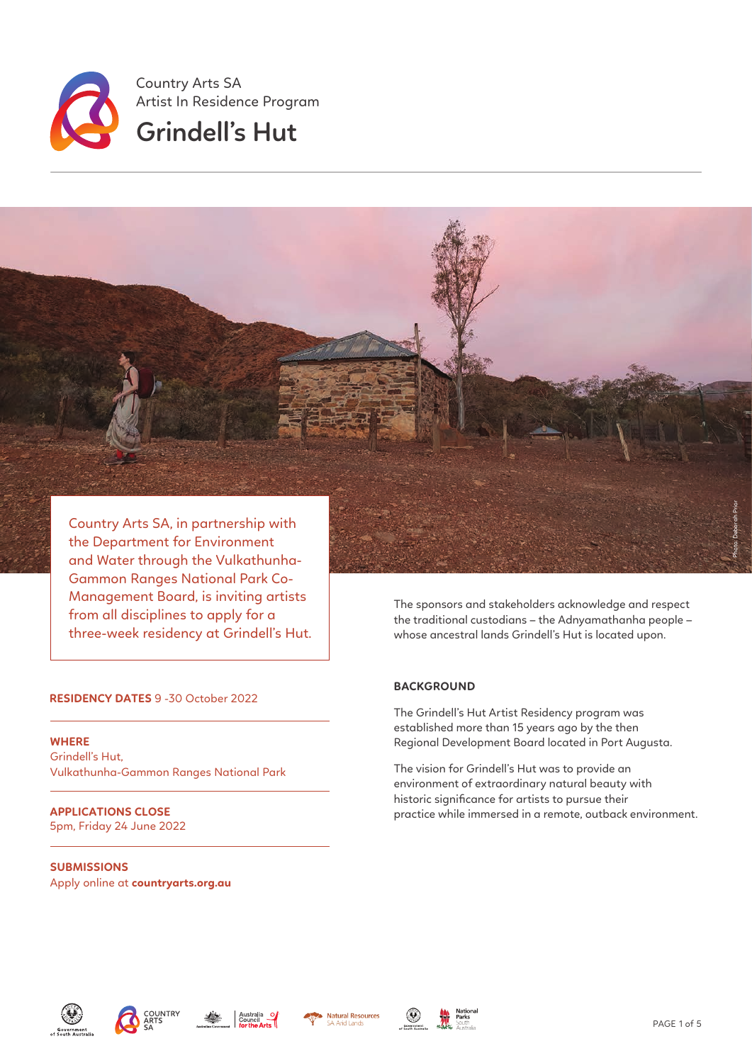Country Arts SA
Artist In Residence Program

# Grindell's Hut

Photo: Deborah Prior

Country Arts SA, in partnership with the Department for Environment and Water through the Vulkathunha-Gammon Ranges National Park Co-Management Board, is inviting artists from all disciplines to apply for a three-week residency at Grindell's Hut.

The sponsors and stakeholders acknowledge and respect the traditional custodians – the Adnyamathanha people – whose ancestral lands Grindell's Hut is located upon.

**RESIDENCY DATES** 9 -30 October 2022

**WHERE**
Grindell's Hut,
Vulkathunha-Gammon Ranges National Park

**APPLICATIONS CLOSE**
5pm, Friday 24 June 2022

**SUBMISSIONS**
Apply online at **countryarts.org.au**

## BACKGROUND

The Grindell's Hut Artist Residency program was established more than 15 years ago by the then Regional Development Board located in Port Augusta.

The vision for Grindell's Hut was to provide an environment of extraordinary natural beauty with historic significance for artists to pursue their practice while immersed in a remote, outback environment.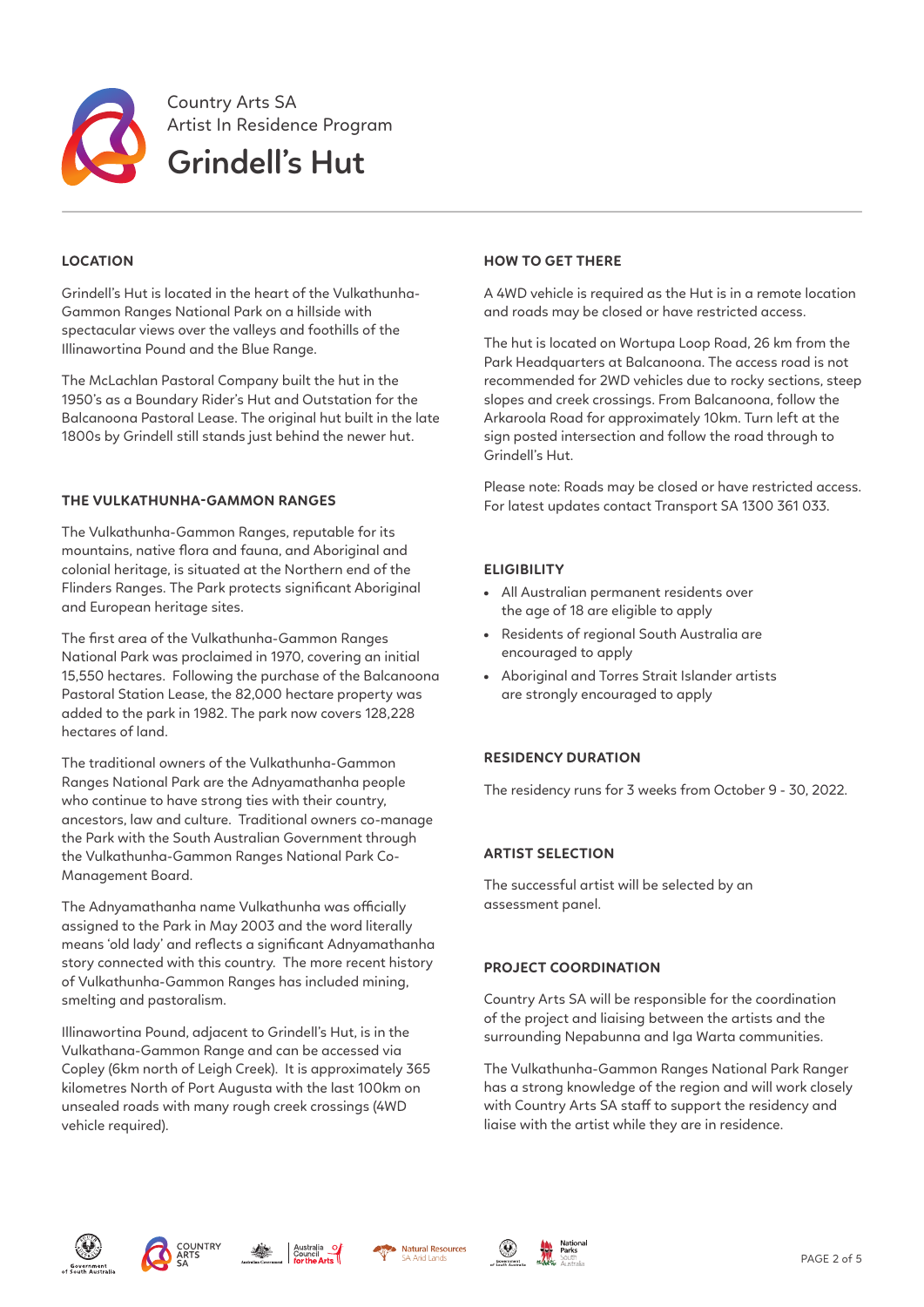Country Arts SA
Artist In Residence Program

# Grindell's Hut

## LOCATION

Grindell's Hut is located in the heart of the Vulkathunha-Gammon Ranges National Park on a hillside with spectacular views over the valleys and foothills of the Illinawortina Pound and the Blue Range.

The McLachlan Pastoral Company built the hut in the 1950's as a Boundary Rider's Hut and Outstation for the Balcanoona Pastoral Lease. The original hut built in the late 1800s by Grindell still stands just behind the newer hut.

## THE VULKATHUNHA-GAMMON RANGES

The Vulkathunha-Gammon Ranges, reputable for its mountains, native flora and fauna, and Aboriginal and colonial heritage, is situated at the Northern end of the Flinders Ranges. The Park protects significant Aboriginal and European heritage sites.

The first area of the Vulkathunha-Gammon Ranges National Park was proclaimed in 1970, covering an initial 15,550 hectares. Following the purchase of the Balcanoona Pastoral Station Lease, the 82,000 hectare property was added to the park in 1982. The park now covers 128,228 hectares of land.

The traditional owners of the Vulkathunha-Gammon Ranges National Park are the Adnyamathanha people who continue to have strong ties with their country, ancestors, law and culture. Traditional owners co-manage the Park with the South Australian Government through the Vulkathunha-Gammon Ranges National Park Co-Management Board.

The Adnyamathanha name Vulkathunha was officially assigned to the Park in May 2003 and the word literally means 'old lady' and reflects a significant Adnyamathanha story connected with this country. The more recent history of Vulkathunha-Gammon Ranges has included mining, smelting and pastoralism.

Illinawortina Pound, adjacent to Grindell's Hut, is in the Vulkathana-Gammon Range and can be accessed via Copley (6km north of Leigh Creek). It is approximately 365 kilometres North of Port Augusta with the last 100km on unsealed roads with many rough creek crossings (4WD vehicle required).

## HOW TO GET THERE

A 4WD vehicle is required as the Hut is in a remote location and roads may be closed or have restricted access.

The hut is located on Wortupa Loop Road, 26 km from the Park Headquarters at Balcanoona. The access road is not recommended for 2WD vehicles due to rocky sections, steep slopes and creek crossings. From Balcanoona, follow the Arkaroola Road for approximately 10km. Turn left at the sign posted intersection and follow the road through to Grindell's Hut.

Please note: Roads may be closed or have restricted access. For latest updates contact Transport SA 1300 361 033.

## ELIGIBILITY

- All Australian permanent residents over the age of 18 are eligible to apply
- Residents of regional South Australia are encouraged to apply
- Aboriginal and Torres Strait Islander artists are strongly encouraged to apply

## RESIDENCY DURATION

The residency runs for 3 weeks from October 9 - 30, 2022.

## ARTIST SELECTION

The successful artist will be selected by an assessment panel.

## PROJECT COORDINATION

Country Arts SA will be responsible for the coordination of the project and liaising between the artists and the surrounding Nepabunna and Iga Warta communities.

The Vulkathunha-Gammon Ranges National Park Ranger has a strong knowledge of the region and will work closely with Country Arts SA staff to support the residency and liaise with the artist while they are in residence.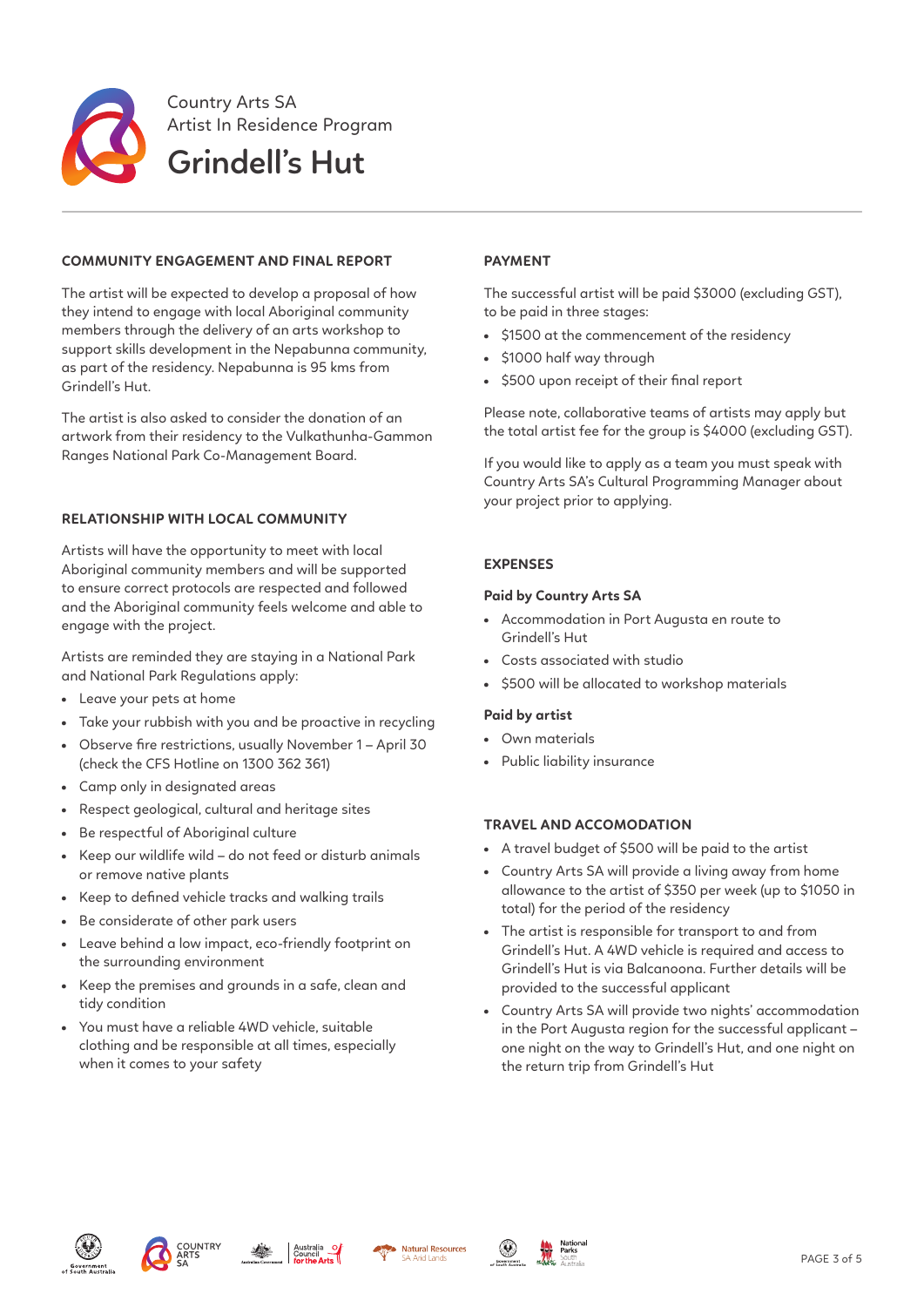Country Arts SA
Artist In Residence Program

# Grindell's Hut

## COMMUNITY ENGAGEMENT AND FINAL REPORT

The artist will be expected to develop a proposal of how they intend to engage with local Aboriginal community members through the delivery of an arts workshop to support skills development in the Nepabunna community, as part of the residency. Nepabunna is 95 kms from Grindell's Hut.

The artist is also asked to consider the donation of an artwork from their residency to the Vulkathunha-Gammon Ranges National Park Co-Management Board.

## RELATIONSHIP WITH LOCAL COMMUNITY

Artists will have the opportunity to meet with local Aboriginal community members and will be supported to ensure correct protocols are respected and followed and the Aboriginal community feels welcome and able to engage with the project.

Artists are reminded they are staying in a National Park and National Park Regulations apply:

- Leave your pets at home
- Take your rubbish with you and be proactive in recycling
- Observe fire restrictions, usually November 1 – April 30 (check the CFS Hotline on 1300 362 361)
- Camp only in designated areas
- Respect geological, cultural and heritage sites
- Be respectful of Aboriginal culture
- Keep our wildlife wild – do not feed or disturb animals or remove native plants
- Keep to defined vehicle tracks and walking trails
- Be considerate of other park users
- Leave behind a low impact, eco-friendly footprint on the surrounding environment
- Keep the premises and grounds in a safe, clean and tidy condition
- You must have a reliable 4WD vehicle, suitable clothing and be responsible at all times, especially when it comes to your safety

## PAYMENT

The successful artist will be paid $3000 (excluding GST), to be paid in three stages:

- $1500 at the commencement of the residency
- $1000 half way through
- $500 upon receipt of their final report

Please note, collaborative teams of artists may apply but the total artist fee for the group is $4000 (excluding GST).

If you would like to apply as a team you must speak with Country Arts SA's Cultural Programming Manager about your project prior to applying.

## EXPENSES

### Paid by Country Arts SA

- Accommodation in Port Augusta en route to Grindell's Hut
- Costs associated with studio
- $500 will be allocated to workshop materials

### Paid by artist

- Own materials
- Public liability insurance

## TRAVEL AND ACCOMODATION

- A travel budget of $500 will be paid to the artist
- Country Arts SA will provide a living away from home allowance to the artist of $350 per week (up to $1050 in total) for the period of the residency
- The artist is responsible for transport to and from Grindell's Hut. A 4WD vehicle is required and access to Grindell's Hut is via Balcanoona. Further details will be provided to the successful applicant
- Country Arts SA will provide two nights' accommodation in the Port Augusta region for the successful applicant – one night on the way to Grindell's Hut, and one night on the return trip from Grindell's Hut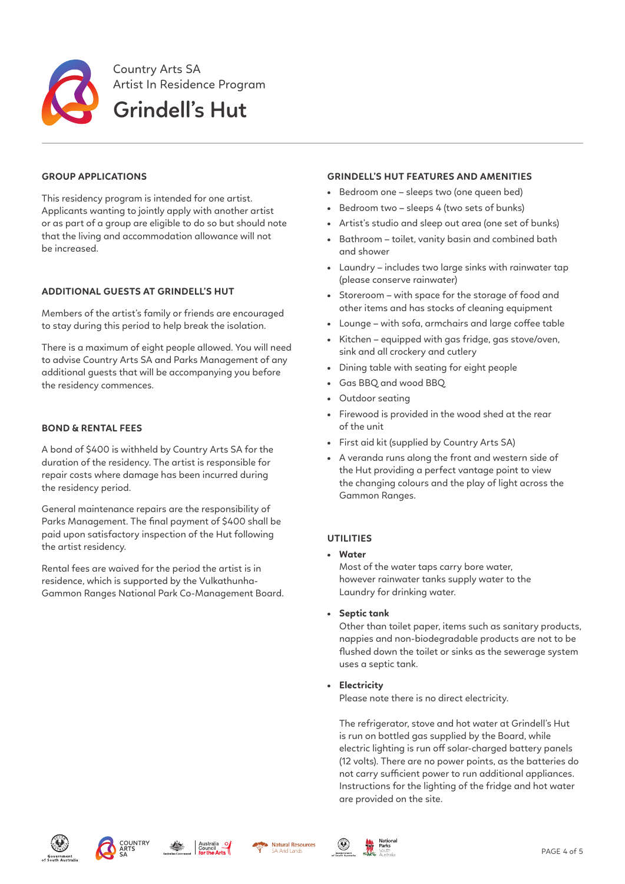# Country Arts SA Artist In Residence Program

# Grindell's Hut

## GROUP APPLICATIONS

This residency program is intended for one artist. Applicants wanting to jointly apply with another artist or as part of a group are eligible to do so but should note that the living and accommodation allowance will not be increased.

## ADDITIONAL GUESTS AT GRINDELL'S HUT

Members of the artist's family or friends are encouraged to stay during this period to help break the isolation.

There is a maximum of eight people allowed. You will need to advise Country Arts SA and Parks Management of any additional guests that will be accompanying you before the residency commences.

## BOND & RENTAL FEES

A bond of $400 is withheld by Country Arts SA for the duration of the residency. The artist is responsible for repair costs where damage has been incurred during the residency period.

General maintenance repairs are the responsibility of Parks Management. The final payment of $400 shall be paid upon satisfactory inspection of the Hut following the artist residency.

Rental fees are waived for the period the artist is in residence, which is supported by the Vulkathunha-Gammon Ranges National Park Co-Management Board.

## GRINDELL'S HUT FEATURES AND AMENITIES

- Bedroom one – sleeps two (one queen bed)
- Bedroom two – sleeps 4 (two sets of bunks)
- Artist's studio and sleep out area (one set of bunks)
- Bathroom – toilet, vanity basin and combined bath and shower
- Laundry – includes two large sinks with rainwater tap (please conserve rainwater)
- Storeroom – with space for the storage of food and other items and has stocks of cleaning equipment
- Lounge – with sofa, armchairs and large coffee table
- Kitchen – equipped with gas fridge, gas stove/oven, sink and all crockery and cutlery
- Dining table with seating for eight people
- Gas BBQ and wood BBQ
- Outdoor seating
- Firewood is provided in the wood shed at the rear of the unit
- First aid kit (supplied by Country Arts SA)
- A veranda runs along the front and western side of the Hut providing a perfect vantage point to view the changing colours and the play of light across the Gammon Ranges.

## UTILITIES

- **Water**
  Most of the water taps carry bore water, however rainwater tanks supply water to the Laundry for drinking water.

- **Septic tank**
  Other than toilet paper, items such as sanitary products, nappies and non-biodegradable products are not to be flushed down the toilet or sinks as the sewerage system uses a septic tank.

- **Electricity**
  Please note there is no direct electricity.

  The refrigerator, stove and hot water at Grindell's Hut is run on bottled gas supplied by the Board, while electric lighting is run off solar-charged battery panels (12 volts). There are no power points, as the batteries do not carry sufficient power to run additional appliances. Instructions for the lighting of the fridge and hot water are provided on the site.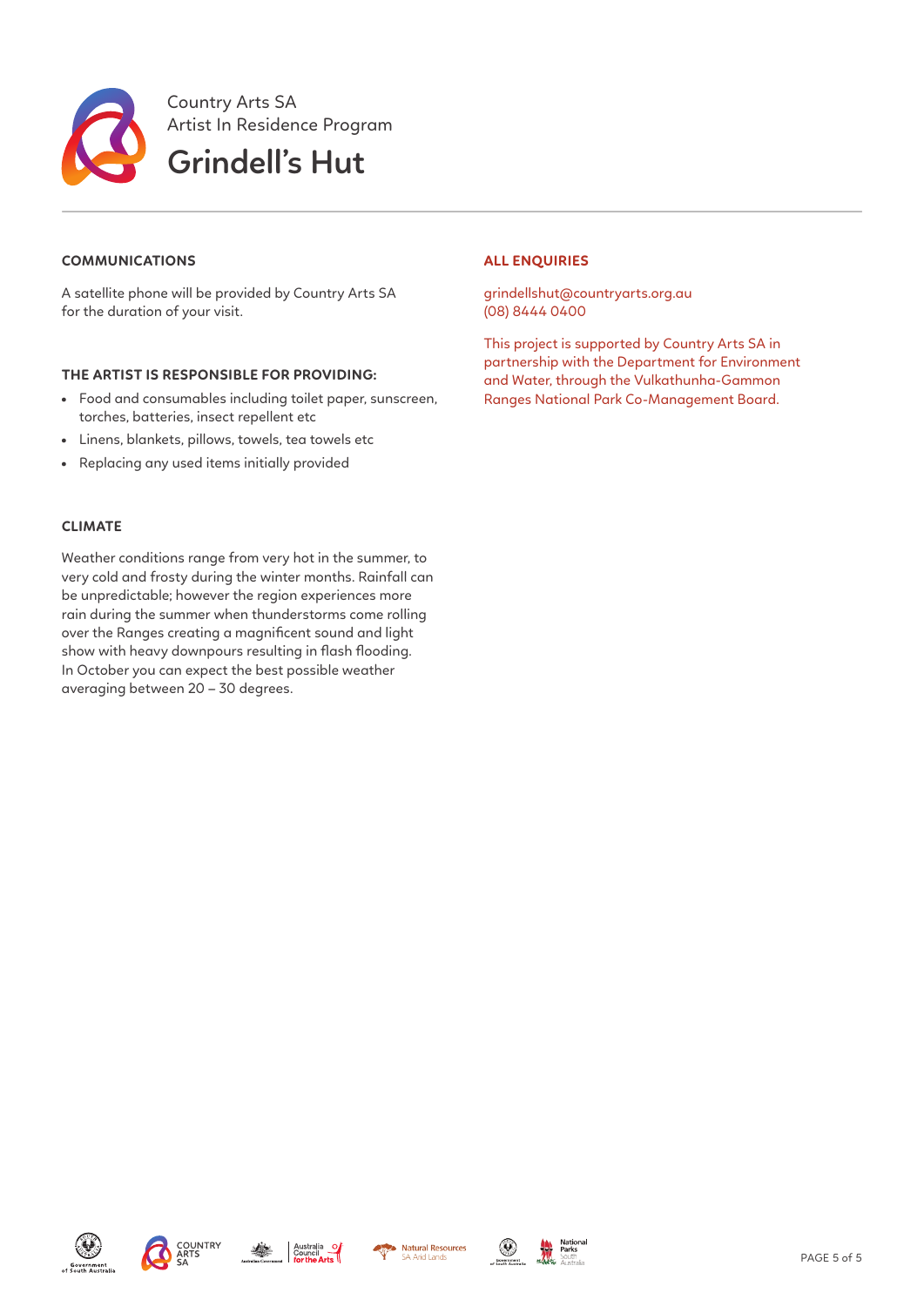# Country Arts SA Artist In Residence Program

## Grindell's Hut

### COMMUNICATIONS

A satellite phone will be provided by Country Arts SA for the duration of your visit.

### THE ARTIST IS RESPONSIBLE FOR PROVIDING:

- Food and consumables including toilet paper, sunscreen, torches, batteries, insect repellent etc
- Linens, blankets, pillows, towels, tea towels etc
- Replacing any used items initially provided

### CLIMATE

Weather conditions range from very hot in the summer, to very cold and frosty during the winter months. Rainfall can be unpredictable; however the region experiences more rain during the summer when thunderstorms come rolling over the Ranges creating a magnificent sound and light show with heavy downpours resulting in flash flooding. In October you can expect the best possible weather averaging between 20 – 30 degrees.

### ALL ENQUIRIES

grindellshut@countryarts.org.au
(08) 8444 0400

This project is supported by Country Arts SA in partnership with the Department for Environment and Water, through the Vulkathunha-Gammon Ranges National Park Co-Management Board.